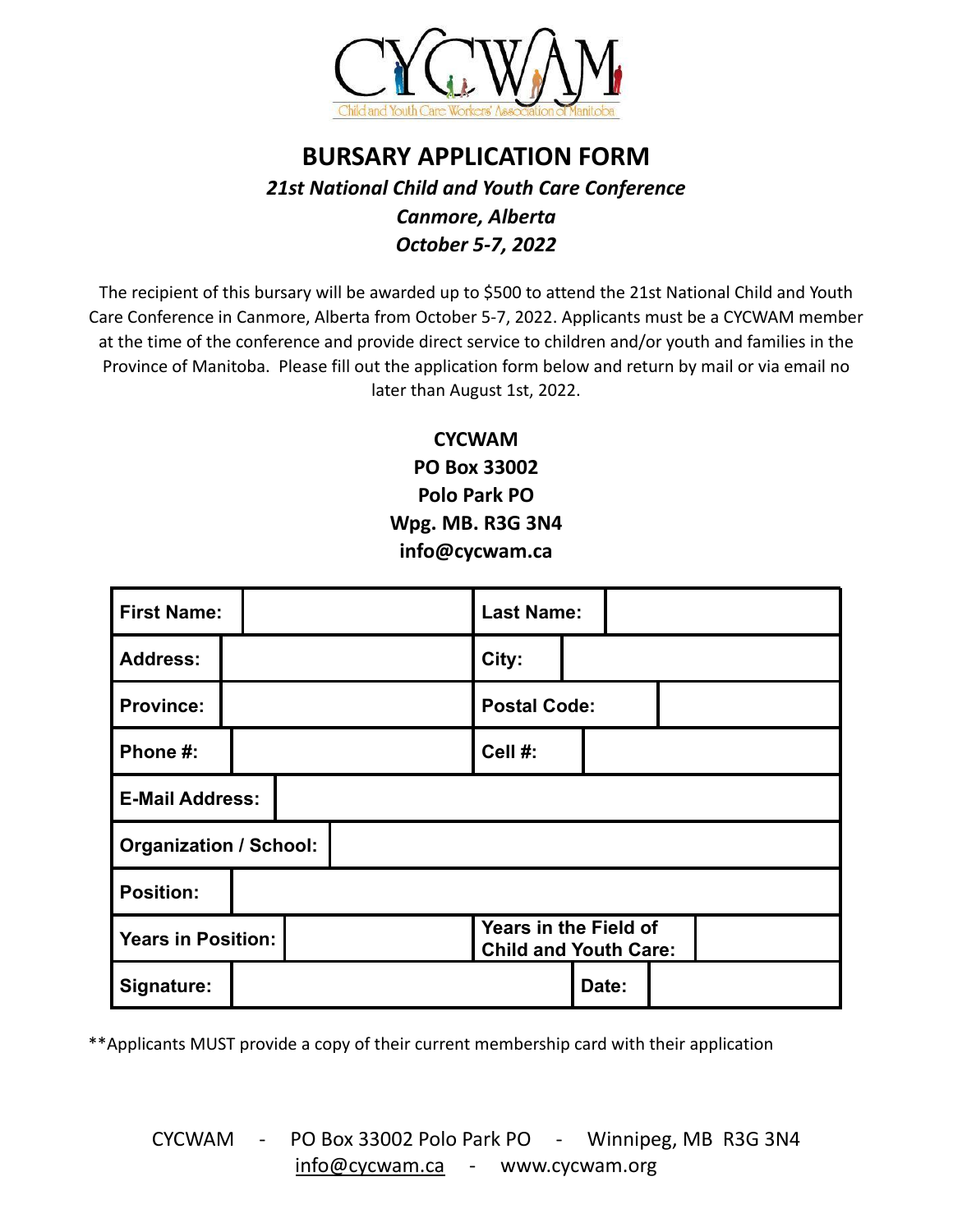CYCWAM

Child and Youth Care Workers' Association of Manitoba

# BURSARY APPLICATION FORM

***21st National Child and Youth Care Conference***

***Canmore, Alberta***

***October 5-7, 2022***

The recipient of this bursary will be awarded up to $500 to attend the 21st National Child and Youth Care Conference in Canmore, Alberta from October 5-7, 2022. Applicants must be a CYCWAM member at the time of the conference and provide direct service to children and/or youth and families in the Province of Manitoba. Please fill out the application form below and return by mail or via email no later than August 1st, 2022.

**CYCWAM**
**PO Box 33002**
**Polo Park PO**
**Wpg. MB. R3G 3N4**
**info@cycwam.ca**

| | | | |
|---|---|---|---|
| **First Name:** | | **Last Name:** | |
| **Address:** | | **City:** | |
| **Province:** | | **Postal Code:** | |
| **Phone #:** | | **Cell #:** | |
| **E-Mail Address:** | | | |
| **Organization / School:** | | | |
| **Position:** | | | |
| **Years in Position:** | | **Years in the Field of Child and Youth Care:** | |
| **Signature:** | | **Date:** | |

**Applicants MUST provide a copy of their current membership card with their application

CYCWAM - PO Box 33002 Polo Park PO - Winnipeg, MB R3G 3N4
info@cycwam.ca - www.cycwam.org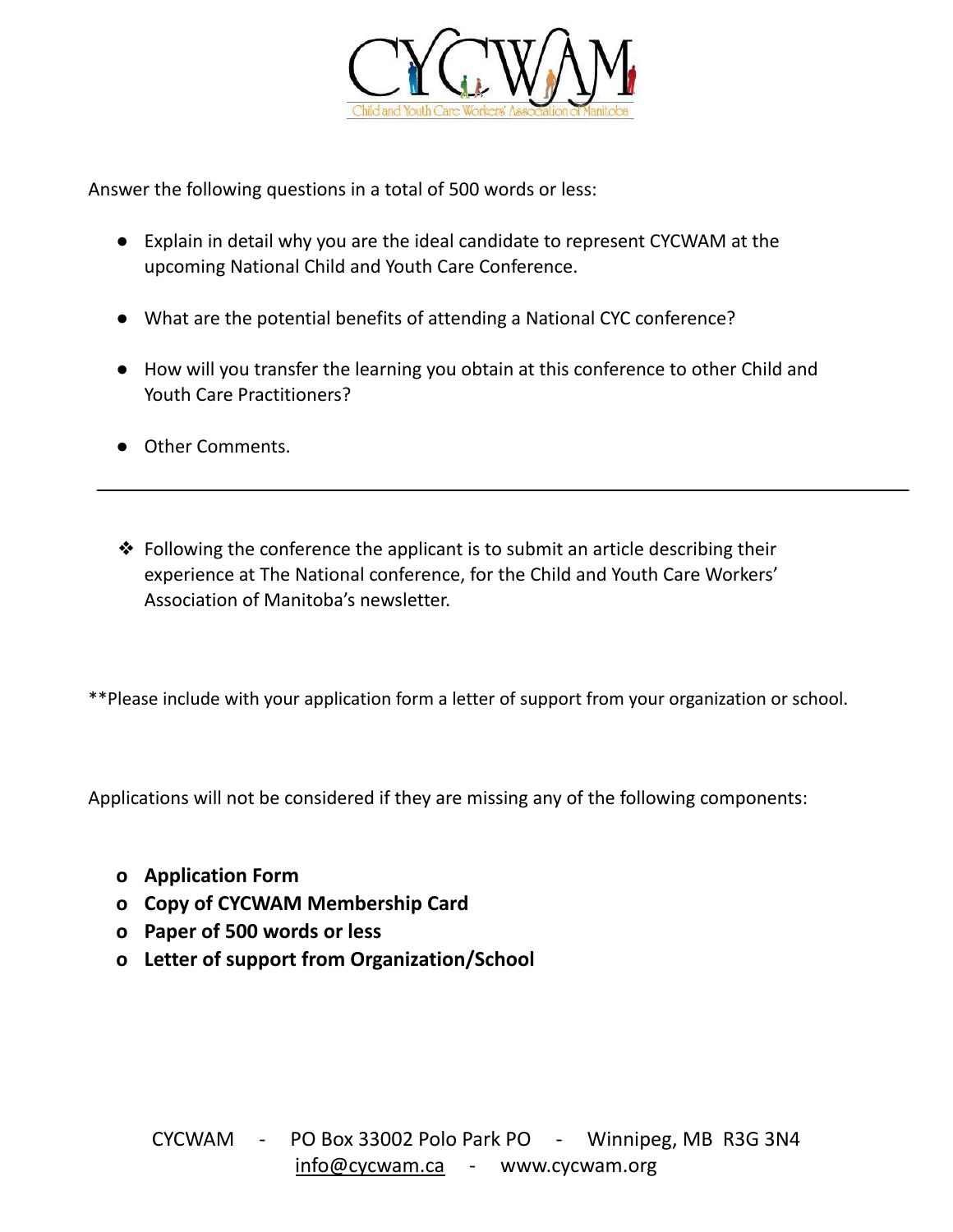Answer the following questions in a total of 500 words or less:

- Explain in detail why you are the ideal candidate to represent CYCWAM at the upcoming National Child and Youth Care Conference.
- What are the potential benefits of attending a National CYC conference?
- How will you transfer the learning you obtain at this conference to other Child and Youth Care Practitioners?
- Other Comments.

---

❖ Following the conference the applicant is to submit an article describing their experience at The National conference, for the Child and Youth Care Workers' Association of Manitoba's newsletter.

**Please include with your application form a letter of support from your organization or school.

Applications will not be considered if they are missing any of the following components:

- **Application Form**
- **Copy of CYCWAM Membership Card**
- **Paper of 500 words or less**
- **Letter of support from Organization/School**

CYCWAM - PO Box 33002 Polo Park PO - Winnipeg, MB R3G 3N4
info@cycwam.ca - www.cycwam.org